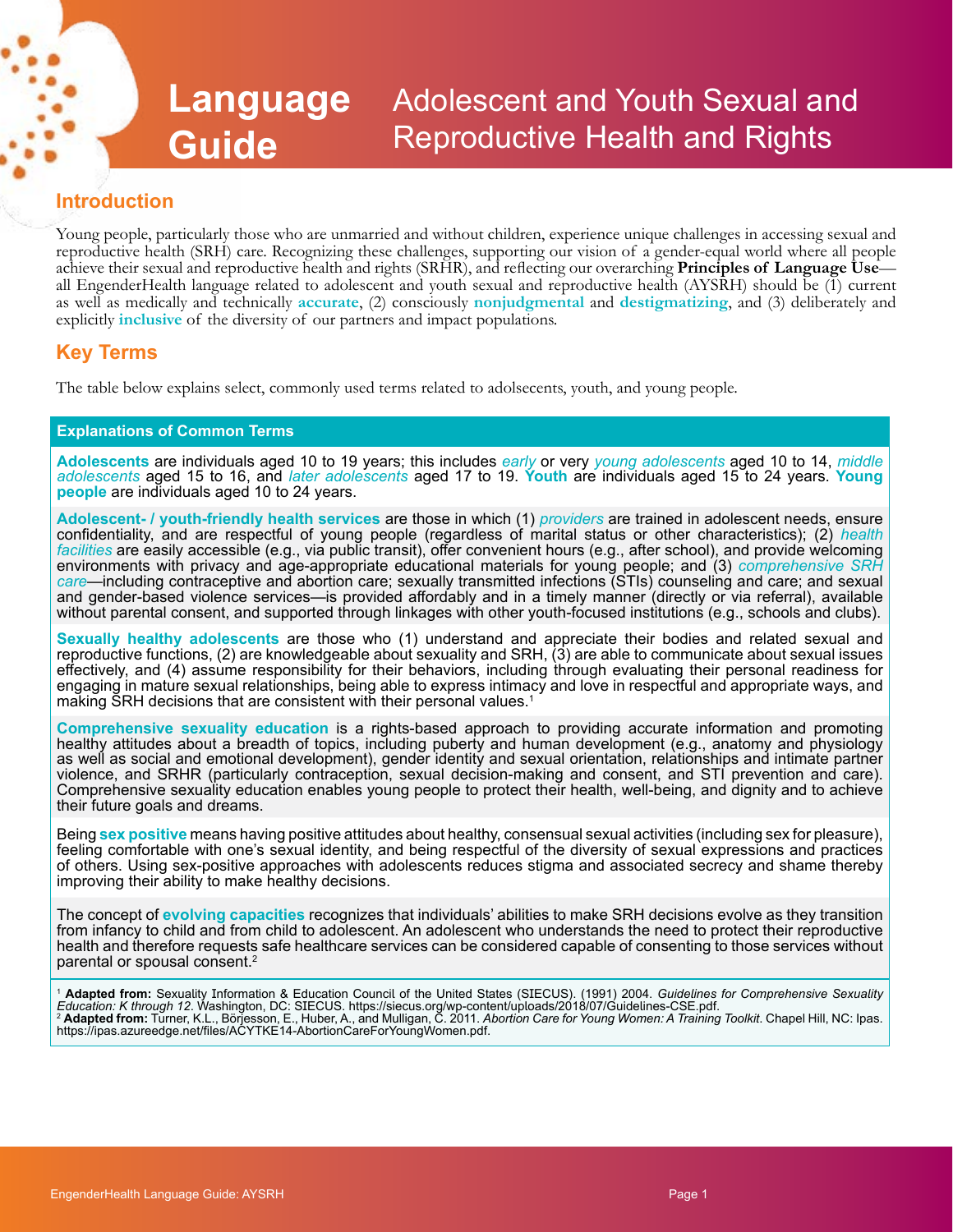# Language Guide

## Adolescent and Youth Sexual and Reproductive Health and Rights

## Introduction

Young people, particularly those who are unmarried and without children, experience unique challenges in accessing sexual and reproductive health (SRH) care. Recognizing these challenges, supporting our vision of a gender-equal world where all people achieve their sexual and reproductive health and rights (SRHR), and reflecting our overarching **Principles of Language Use**—all EngenderHealth language related to adolescent and youth sexual and reproductive health (AYSRH) should be (1) current as well as medically and technically **accurate**, (2) consciously **nonjudgmental** and **destigmatizing**, and (3) deliberately and explicitly **inclusive** of the diversity of our partners and impact populations.

## Key Terms

The table below explains select, commonly used terms related to adolsecents, youth, and young people.

### Explanations of Common Terms

**Adolescents** are individuals aged 10 to 19 years; this includes *early* or very *young adolescents* aged 10 to 14, *middle adolescents* aged 15 to 16, and *later adolescents* aged 17 to 19. **Youth** are individuals aged 15 to 24 years. **Young people** are individuals aged 10 to 24 years.

**Adolescent- / youth-friendly health services** are those in which (1) *providers* are trained in adolescent needs, ensure confidentiality, and are respectful of young people (regardless of marital status or other characteristics); (2) *health facilities* are easily accessible (e.g., via public transit), offer convenient hours (e.g., after school), and provide welcoming environments with privacy and age-appropriate educational materials for young people; and (3) *comprehensive SRH care*—including contraceptive and abortion care; sexually transmitted infections (STIs) counseling and care; and sexual and gender-based violence services—is provided affordably and in a timely manner (directly or via referral), available without parental consent, and supported through linkages with other youth-focused institutions (e.g., schools and clubs).

**Sexually healthy adolescents** are those who (1) understand and appreciate their bodies and related sexual and reproductive functions, (2) are knowledgeable about sexuality and SRH, (3) are able to communicate about sexual issues effectively, and (4) assume responsibility for their behaviors, including through evaluating their personal readiness for engaging in mature sexual relationships, being able to express intimacy and love in respectful and appropriate ways, and making SRH decisions that are consistent with their personal values.[1]

**Comprehensive sexuality education** is a rights-based approach to providing accurate information and promoting healthy attitudes about a breadth of topics, including puberty and human development (e.g., anatomy and physiology as well as social and emotional development), gender identity and sexual orientation, relationships and intimate partner violence, and SRHR (particularly contraception, sexual decision-making and consent, and STI prevention and care). Comprehensive sexuality education enables young people to protect their health, well-being, and dignity and to achieve their future goals and dreams.

Being **sex positive** means having positive attitudes about healthy, consensual sexual activities (including sex for pleasure), feeling comfortable with one's sexual identity, and being respectful of the diversity of sexual expressions and practices of others. Using sex-positive approaches with adolescents reduces stigma and associated secrecy and shame thereby improving their ability to make healthy decisions.

The concept of **evolving capacities** recognizes that individuals' abilities to make SRH decisions evolve as they transition from infancy to child and from child to adolescent. An adolescent who understands the need to protect their reproductive health and therefore requests safe healthcare services can be considered capable of consenting to those services without parental or spousal consent.[2]

[1] **Adapted from:** Sexuality Information & Education Council of the United States (SIECUS). (1991) 2004. *Guidelines for Comprehensive Sexuality Education: K through 12*. Washington, DC: SIECUS. https://siecus.org/wp-content/uploads/2018/07/Guidelines-CSE.pdf.
[2] **Adapted from:** Turner, K.L., Börjesson, E., Huber, A., and Mulligan, C. 2011. *Abortion Care for Young Women: A Training Toolkit.* Chapel Hill, NC: Ipas. https://ipas.azureedge.net/files/ACYTKE14-AbortionCareForYoungWomen.pdf.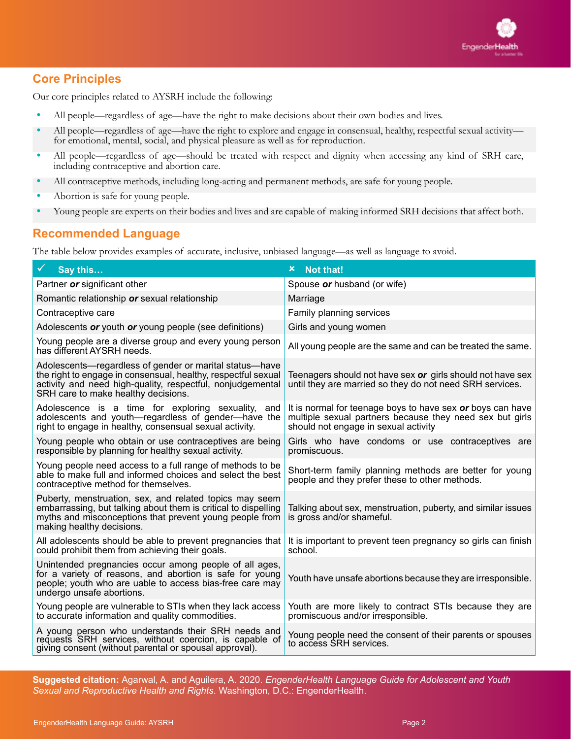## Core Principles

Our core principles related to AYSRH include the following:

- All people—regardless of age—have the right to make decisions about their own bodies and lives.
- All people—regardless of age—have the right to explore and engage in consensual, healthy, respectful sexual activity—for emotional, mental, social, and physical pleasure as well as for reproduction.
- All people—regardless of age—should be treated with respect and dignity when accessing any kind of SRH care, including contraceptive and abortion care.
- All contraceptive methods, including long-acting and permanent methods, are safe for young people.
- Abortion is safe for young people.
- Young people are experts on their bodies and lives and are capable of making informed SRH decisions that affect both.

## Recommended Language

The table below provides examples of accurate, inclusive, unbiased language—as well as language to avoid.

| ✓ Say this… | ✗ Not that! |
|---|---|
| Partner ***or*** significant other | Spouse ***or*** husband (or wife) |
| Romantic relationship ***or*** sexual relationship | Marriage |
| Contraceptive care | Family planning services |
| Adolescents ***or*** youth ***or*** young people (see definitions) | Girls and young women |
| Young people are a diverse group and every young person has different AYSRH needs. | All young people are the same and can be treated the same. |
| Adolescents—regardless of gender or marital status—have the right to engage in consensual, healthy, respectful sexual activity and need high-quality, respectful, nonjudgemental SRH care to make healthy decisions. | Teenagers should not have sex ***or*** girls should not have sex until they are married so they do not need SRH services. |
| Adolescence is a time for exploring sexuality, and adolescents and youth—regardless of gender—have the right to engage in healthy, consensual sexual activity. | It is normal for teenage boys to have sex ***or*** boys can have multiple sexual partners because they need sex but girls should not engage in sexual activity |
| Young people who obtain or use contraceptives are being responsible by planning for healthy sexual activity. | Girls who have condoms or use contraceptives are promiscuous. |
| Young people need access to a full range of methods to be able to make full and informed choices and select the best contraceptive method for themselves. | Short-term family planning methods are better for young people and they prefer these to other methods. |
| Puberty, menstruation, sex, and related topics may seem embarrassing, but talking about them is critical to dispelling myths and misconceptions that prevent young people from making healthy decisions. | Talking about sex, menstruation, puberty, and similar issues is gross and/or shameful. |
| All adolescents should be able to prevent pregnancies that could prohibit them from achieving their goals. | It is important to prevent teen pregnancy so girls can finish school. |
| Unintended pregnancies occur among people of all ages, for a variety of reasons, and abortion is safe for young people; youth who are uable to access bias-free care may undergo unsafe abortions. | Youth have unsafe abortions because they are irresponsible. |
| Young people are vulnerable to STIs when they lack access to accurate information and quality commodities. | Youth are more likely to contract STIs because they are promiscuous and/or irresponsible. |
| A young person who understands their SRH needs and requests SRH services, without coercion, is capable of giving consent (without parental or spousal approval). | Young people need the consent of their parents or spouses to access SRH services. |

**Suggested citation:** Agarwal, A. and Aguilera, A. 2020. *EngenderHealth Language Guide for Adolescent and Youth Sexual and Reproductive Health and Rights*. Washington, D.C.: EngenderHealth.